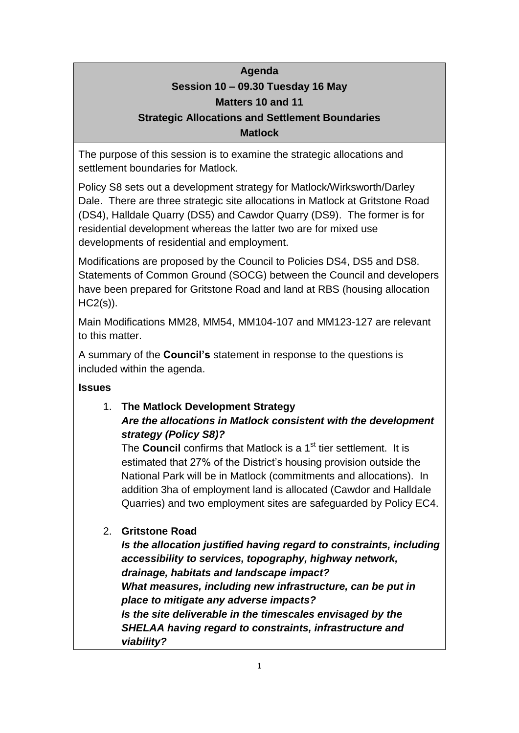**Agenda**

**Session 10 – 09.30 Tuesday 16 May**

**Matters 10 and 11**

**Strategic Allocations and Settlement Boundaries**

**Matlock**

The purpose of this session is to examine the strategic allocations and settlement boundaries for Matlock.

Policy S8 sets out a development strategy for Matlock/Wirksworth/Darley Dale. There are three strategic site allocations in Matlock at Gritstone Road (DS4), Halldale Quarry (DS5) and Cawdor Quarry (DS9). The former is for residential development whereas the latter two are for mixed use developments of residential and employment.

Modifications are proposed by the Council to Policies DS4, DS5 and DS8. Statements of Common Ground (SOCG) between the Council and developers have been prepared for Gritstone Road and land at RBS (housing allocation HC2(s)).

Main Modifications MM28, MM54, MM104-107 and MM123-127 are relevant to this matter.

A summary of the **Council's** statement in response to the questions is included within the agenda.

**Issues**

1. **The Matlock Development Strategy**
   ***Are the allocations in Matlock consistent with the development strategy (Policy S8)?***
   The **Council** confirms that Matlock is a 1st tier settlement. It is estimated that 27% of the District's housing provision outside the National Park will be in Matlock (commitments and allocations). In addition 3ha of employment land is allocated (Cawdor and Halldale Quarries) and two employment sites are safeguarded by Policy EC4.

2. **Gritstone Road**
   ***Is the allocation justified having regard to constraints, including accessibility to services, topography, highway network, drainage, habitats and landscape impact?***
   ***What measures, including new infrastructure, can be put in place to mitigate any adverse impacts?***
   ***Is the site deliverable in the timescales envisaged by the SHELAA having regard to constraints, infrastructure and viability?***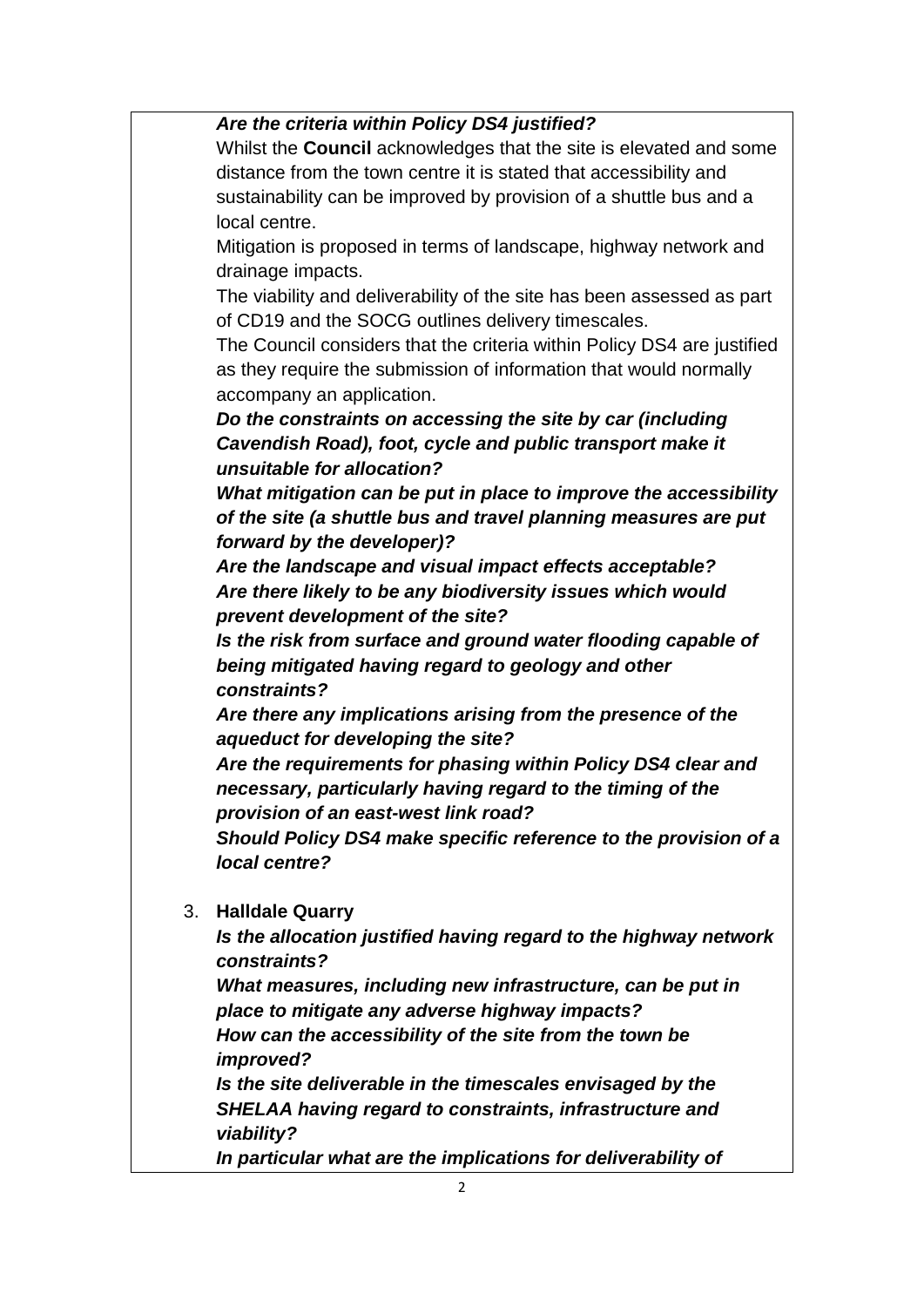***Are the criteria within Policy DS4 justified?***

Whilst the **Council** acknowledges that the site is elevated and some distance from the town centre it is stated that accessibility and sustainability can be improved by provision of a shuttle bus and a local centre.

Mitigation is proposed in terms of landscape, highway network and drainage impacts.

The viability and deliverability of the site has been assessed as part of CD19 and the SOCG outlines delivery timescales.

The Council considers that the criteria within Policy DS4 are justified as they require the submission of information that would normally accompany an application.

***Do the constraints on accessing the site by car (including Cavendish Road), foot, cycle and public transport make it unsuitable for allocation?***

***What mitigation can be put in place to improve the accessibility of the site (a shuttle bus and travel planning measures are put forward by the developer)?***

***Are the landscape and visual impact effects acceptable?***

***Are there likely to be any biodiversity issues which would prevent development of the site?***

***Is the risk from surface and ground water flooding capable of being mitigated having regard to geology and other constraints?***

***Are there any implications arising from the presence of the aqueduct for developing the site?***

***Are the requirements for phasing within Policy DS4 clear and necessary, particularly having regard to the timing of the provision of an east-west link road?***

***Should Policy DS4 make specific reference to the provision of a local centre?***

3. **Halldale Quarry**

***Is the allocation justified having regard to the highway network constraints?***

***What measures, including new infrastructure, can be put in place to mitigate any adverse highway impacts?***

***How can the accessibility of the site from the town be improved?***

***Is the site deliverable in the timescales envisaged by the SHELAA having regard to constraints, infrastructure and viability?***

***In particular what are the implications for deliverability of***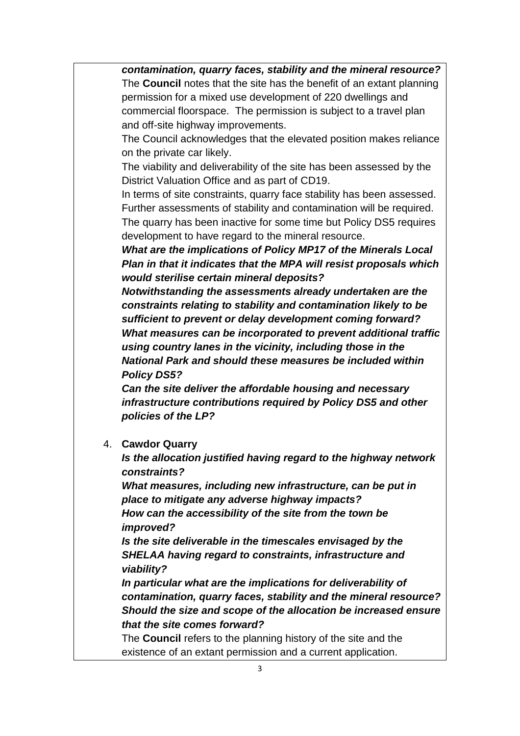***contamination, quarry faces, stability and the mineral resource?***

The **Council** notes that the site has the benefit of an extant planning permission for a mixed use development of 220 dwellings and commercial floorspace. The permission is subject to a travel plan and off-site highway improvements.

The Council acknowledges that the elevated position makes reliance on the private car likely.

The viability and deliverability of the site has been assessed by the District Valuation Office and as part of CD19.

In terms of site constraints, quarry face stability has been assessed. Further assessments of stability and contamination will be required. The quarry has been inactive for some time but Policy DS5 requires development to have regard to the mineral resource.

***What are the implications of Policy MP17 of the Minerals Local Plan in that it indicates that the MPA will resist proposals which would sterilise certain mineral deposits?***

***Notwithstanding the assessments already undertaken are the constraints relating to stability and contamination likely to be sufficient to prevent or delay development coming forward?***

***What measures can be incorporated to prevent additional traffic using country lanes in the vicinity, including those in the National Park and should these measures be included within Policy DS5?***

***Can the site deliver the affordable housing and necessary infrastructure contributions required by Policy DS5 and other policies of the LP?***

4. **Cawdor Quarry**

***Is the allocation justified having regard to the highway network constraints?***

***What measures, including new infrastructure, can be put in place to mitigate any adverse highway impacts?***

***How can the accessibility of the site from the town be improved?***

***Is the site deliverable in the timescales envisaged by the SHELAA having regard to constraints, infrastructure and viability?***

***In particular what are the implications for deliverability of contamination, quarry faces, stability and the mineral resource?***

***Should the size and scope of the allocation be increased ensure that the site comes forward?***

The **Council** refers to the planning history of the site and the existence of an extant permission and a current application.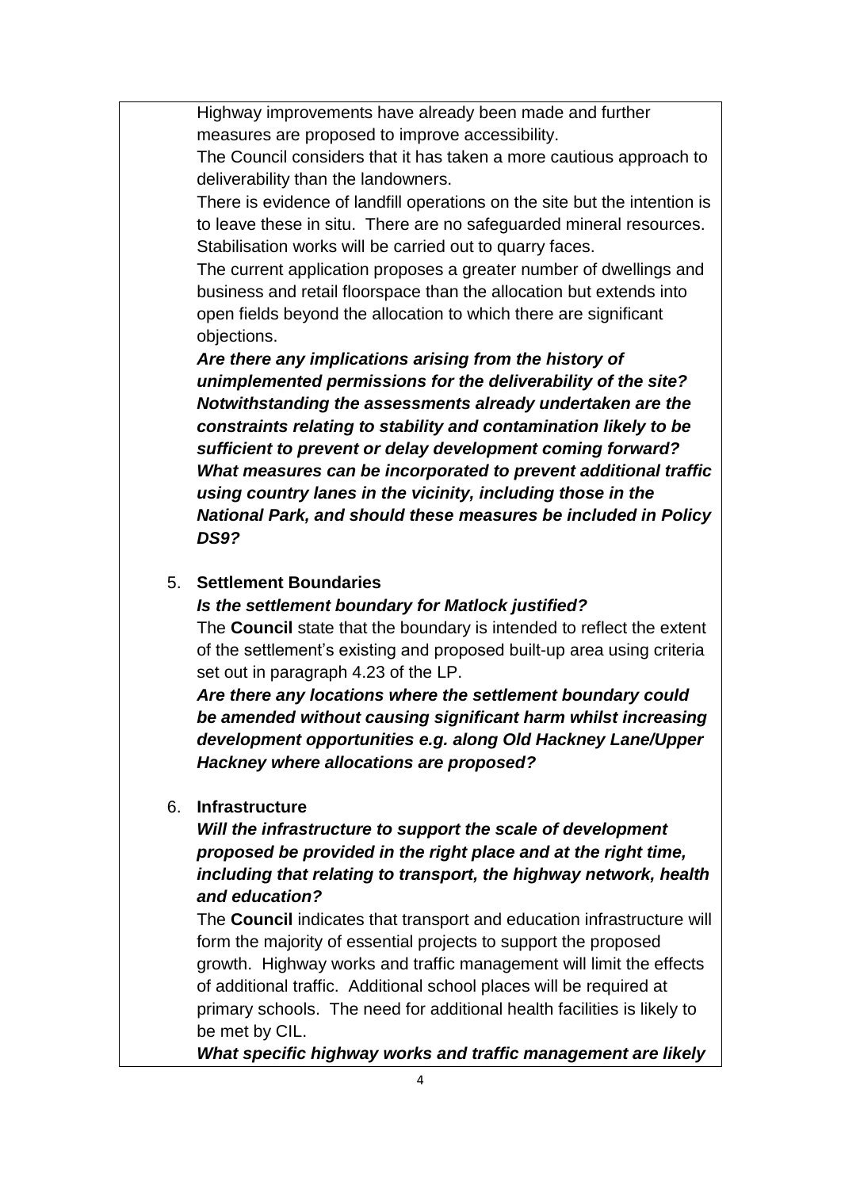Highway improvements have already been made and further measures are proposed to improve accessibility.

The Council considers that it has taken a more cautious approach to deliverability than the landowners.

There is evidence of landfill operations on the site but the intention is to leave these in situ. There are no safeguarded mineral resources. Stabilisation works will be carried out to quarry faces.

The current application proposes a greater number of dwellings and business and retail floorspace than the allocation but extends into open fields beyond the allocation to which there are significant objections.

***Are there any implications arising from the history of unimplemented permissions for the deliverability of the site? Notwithstanding the assessments already undertaken are the constraints relating to stability and contamination likely to be sufficient to prevent or delay development coming forward? What measures can be incorporated to prevent additional traffic using country lanes in the vicinity, including those in the National Park, and should these measures be included in Policy DS9?***

5. **Settlement Boundaries**

   ***Is the settlement boundary for Matlock justified?***

   The **Council** state that the boundary is intended to reflect the extent of the settlement's existing and proposed built-up area using criteria set out in paragraph 4.23 of the LP.

   ***Are there any locations where the settlement boundary could be amended without causing significant harm whilst increasing development opportunities e.g. along Old Hackney Lane/Upper Hackney where allocations are proposed?***

6. **Infrastructure**

   ***Will the infrastructure to support the scale of development proposed be provided in the right place and at the right time, including that relating to transport, the highway network, health and education?***

   The **Council** indicates that transport and education infrastructure will form the majority of essential projects to support the proposed growth. Highway works and traffic management will limit the effects of additional traffic. Additional school places will be required at primary schools. The need for additional health facilities is likely to be met by CIL.

   ***What specific highway works and traffic management are likely***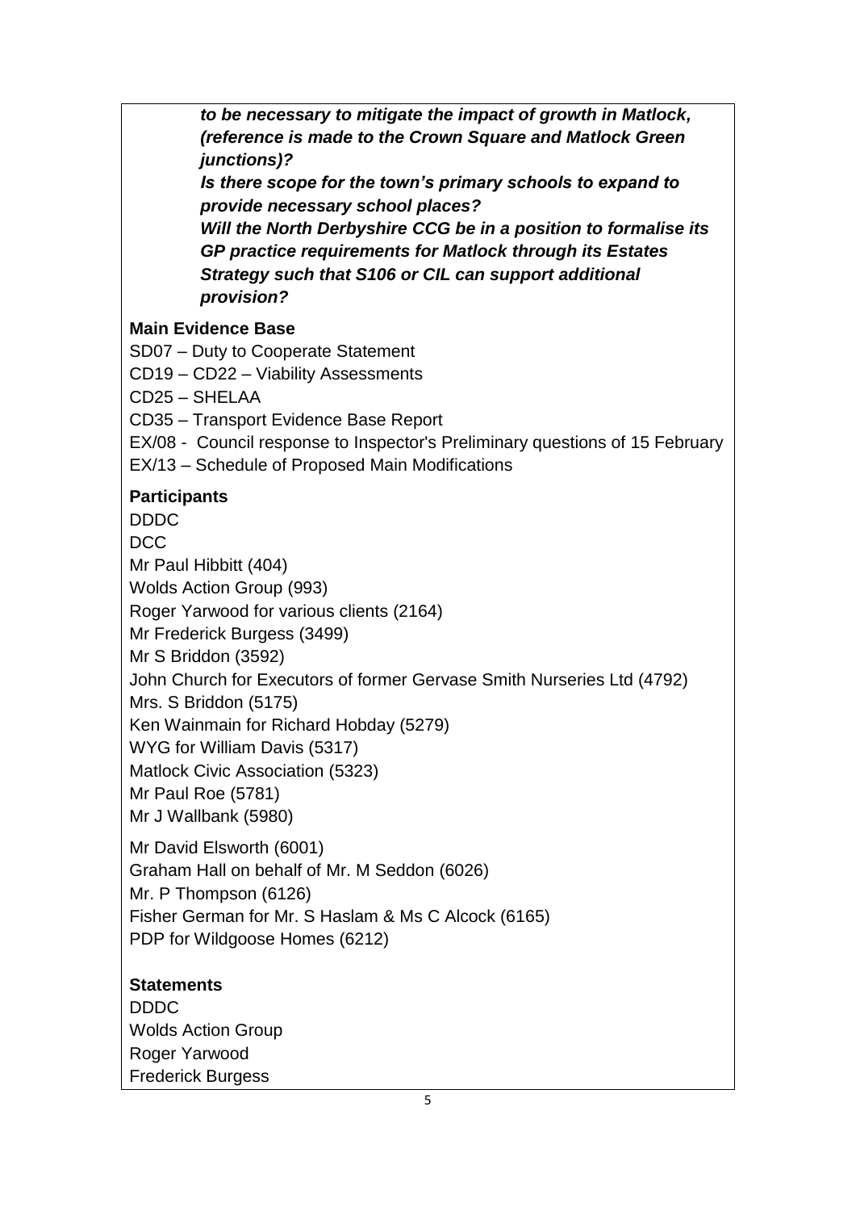***to be necessary to mitigate the impact of growth in Matlock, (reference is made to the Crown Square and Matlock Green junctions)?***

***Is there scope for the town's primary schools to expand to provide necessary school places?***

***Will the North Derbyshire CCG be in a position to formalise its GP practice requirements for Matlock through its Estates Strategy such that S106 or CIL can support additional provision?***

**Main Evidence Base**

SD07 – Duty to Cooperate Statement
CD19 – CD22 – Viability Assessments
CD25 – SHELAA
CD35 – Transport Evidence Base Report
EX/08 - Council response to Inspector's Preliminary questions of 15 February
EX/13 – Schedule of Proposed Main Modifications

**Participants**

DDDC
DCC
Mr Paul Hibbitt (404)
Wolds Action Group (993)
Roger Yarwood for various clients (2164)
Mr Frederick Burgess (3499)
Mr S Briddon (3592)
John Church for Executors of former Gervase Smith Nurseries Ltd (4792)
Mrs. S Briddon (5175)
Ken Wainmain for Richard Hobday (5279)
WYG for William Davis (5317)
Matlock Civic Association (5323)
Mr Paul Roe (5781)
Mr J Wallbank (5980)

Mr David Elsworth (6001)
Graham Hall on behalf of Mr. M Seddon (6026)
Mr. P Thompson (6126)
Fisher German for Mr. S Haslam & Ms C Alcock (6165)
PDP for Wildgoose Homes (6212)

**Statements**

DDDC
Wolds Action Group
Roger Yarwood
Frederick Burgess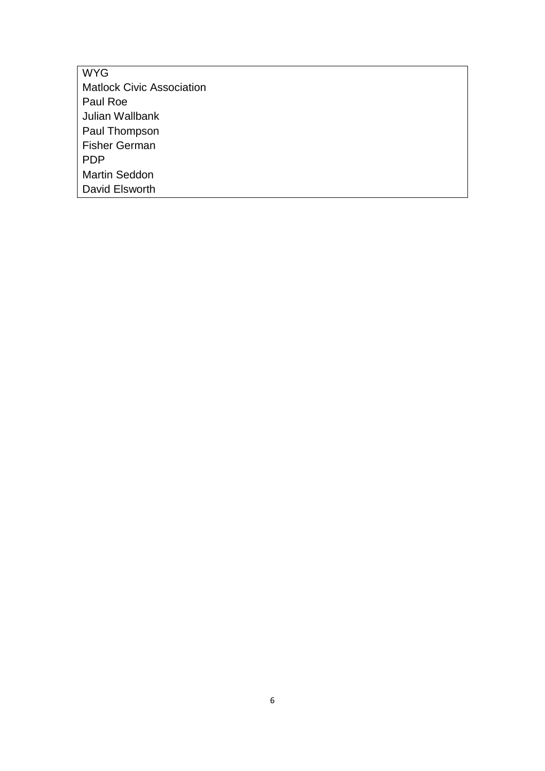| |
|---|
| WYG<br>Matlock Civic Association<br>Paul Roe<br>Julian Wallbank<br>Paul Thompson<br>Fisher German<br>PDP<br>Martin Seddon<br>David Elsworth |